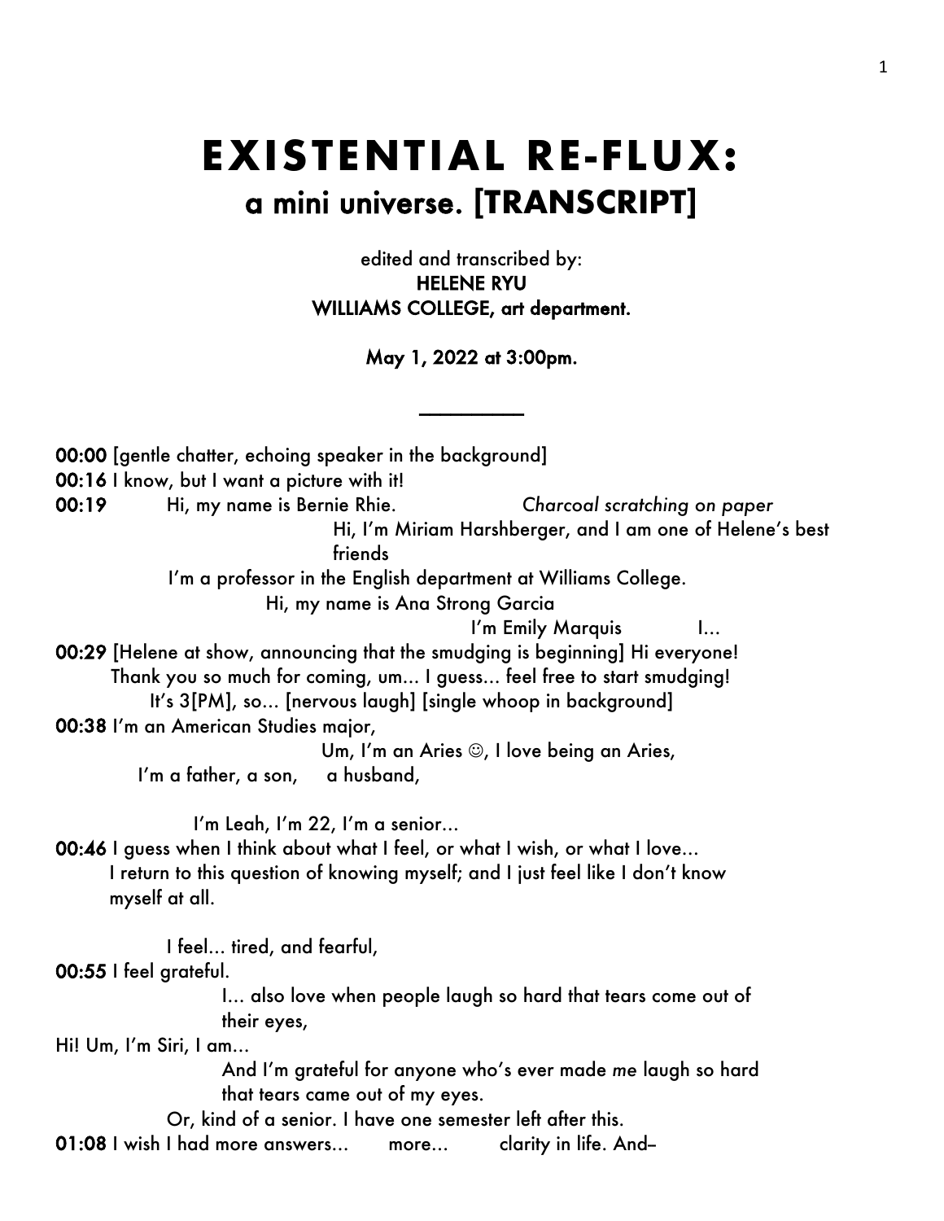# EXISTENTIAL RE-FLUX:

## a mini universe. [TRANSCRIPT]

edited and transcribed by:
**HELENE RYU**
**WILLIAMS COLLEGE, art department.**

**May 1, 2022 at 3:00pm.**

---

**00:00** [gentle chatter, echoing speaker in the background]
**00:16** I know, but I want a picture with it!
**00:19** Hi, my name is Bernie Rhie. *Charcoal scratching on paper*
Hi, I'm Miriam Harshberger, and I am one of Helene's best friends
I'm a professor in the English department at Williams College.
Hi, my name is Ana Strong Garcia
I'm Emily Marquis I…
**00:29** [Helene at show, announcing that the smudging is beginning] Hi everyone! Thank you so much for coming, um… I guess… feel free to start smudging! It's 3[PM], so… [nervous laugh] [single whoop in background]
**00:38** I'm an American Studies major,
Um, I'm an Aries ☺, I love being an Aries,
I'm a father, a son, a husband,

I'm Leah, I'm 22, I'm a senior…
**00:46** I guess when I think about what I feel, or what I wish, or what I love… I return to this question of knowing myself; and I just feel like I don't know myself at all.

I feel… tired, and fearful,
**00:55** I feel grateful.
I… also love when people laugh so hard that tears come out of their eyes,
Hi! Um, I'm Siri, I am…
And I'm grateful for anyone who's ever made *me* laugh so hard that tears came out of my eyes.
Or, kind of a senior. I have one semester left after this.
**01:08** I wish I had more answers… more… clarity in life. And–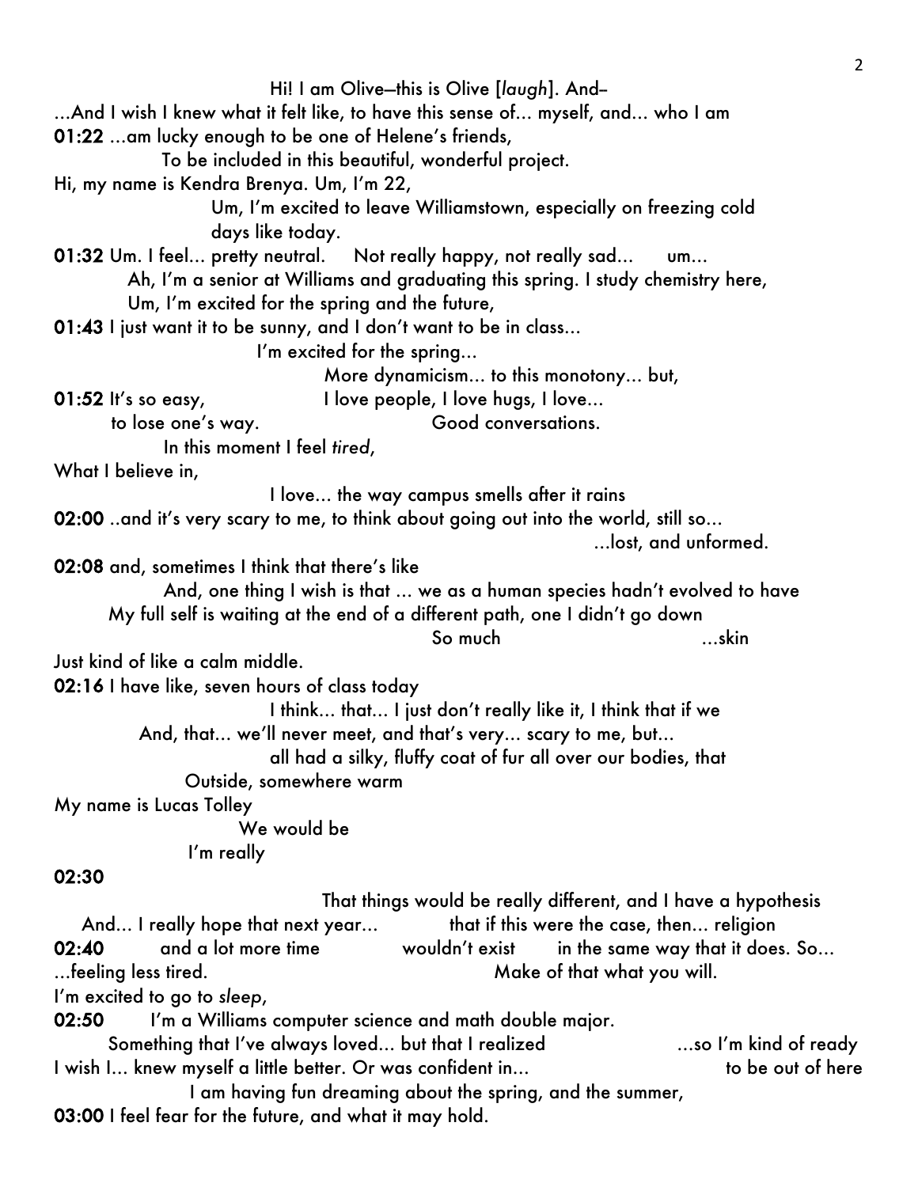Hi! I am Olive—this is Olive [*laugh*]. And–

...And I wish I knew what it felt like, to have this sense of... myself, and... who I am

**01:22** ...am lucky enough to be one of Helene's friends,

To be included in this beautiful, wonderful project.

Hi, my name is Kendra Brenya. Um, I'm 22,

Um, I'm excited to leave Williamstown, especially on freezing cold days like today.

**01:32** Um. I feel... pretty neutral. Not really happy, not really sad... um...

Ah, I'm a senior at Williams and graduating this spring. I study chemistry here,

Um, I'm excited for the spring and the future,

**01:43** I just want it to be sunny, and I don't want to be in class...

I'm excited for the spring...

More dynamicism... to this monotony... but,

**01:52** It's so easy, I love people, I love hugs, I love...

to lose one's way. Good conversations.

In this moment I feel *tired*,

What I believe in,

I love... the way campus smells after it rains

**02:00** ..and it's very scary to me, to think about going out into the world, still so...

...lost, and unformed.

**02:08** and, sometimes I think that there's like

And, one thing I wish is that ... we as a human species hadn't evolved to have

My full self is waiting at the end of a different path, one I didn't go down

So much ...skin

Just kind of like a calm middle.

**02:16** I have like, seven hours of class today

I think... that... I just don't really like it, I think that if we

And, that... we'll never meet, and that's very... scary to me, but...

all had a silky, fluffy coat of fur all over our bodies, that

Outside, somewhere warm

My name is Lucas Tolley

We would be

I'm really

**02:30**

That things would be really different, and I have a hypothesis

And... I really hope that next year... that if this were the case, then... religion

**02:40** and a lot more time wouldn't exist in the same way that it does. So...

...feeling less tired. Make of that what you will.

I'm excited to go to *sleep*,

**02:50** I'm a Williams computer science and math double major.

Something that I've always loved... but that I realized ...so I'm kind of ready

I wish I... knew myself a little better. Or was confident in... to be out of here

I am having fun dreaming about the spring, and the summer,

**03:00** I feel fear for the future, and what it may hold.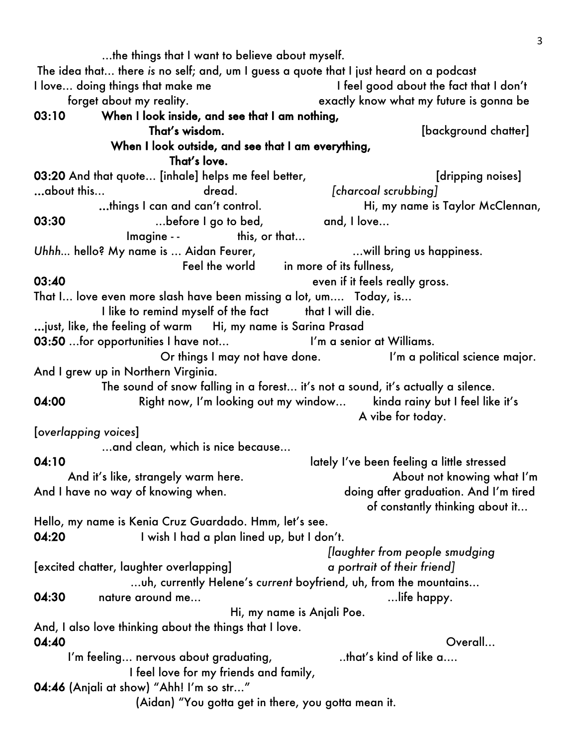...the things that I want to believe about myself.

The idea that... there *is* no self; and, um I guess a quote that I just heard on a podcast

I love... doing things that make me                I feel good about the fact that I don't

forget about my reality.                exactly know what my future is gonna be

**03:10** **When I look inside, and see that I am nothing,**

**That's wisdom.**                [background chatter]

**When I look outside, and see that I am everything,**

**That's love.**

**03:20** And that quote... [inhale] helps me feel better,                [dripping noises]

**...**about this...                dread.                *[charcoal scrubbing]*

**...**things I can and can't control.                Hi, my name is Taylor McClennan,

**03:30** ...before I go to bed,                and, I love...

Imagine - -                this, or that...

*Uhhh...* hello? My name is ... Aidan Feurer,                ...will bring us happiness.

Feel the world        in more of its fullness,

**03:40**                even if it feels really gross.

That I... love even more slash have been missing a lot, um....   Today, is...

I like to remind myself of the fact        that I will die.

**...**just, like, the feeling of warm        Hi, my name is Sarina Prasad

**03:50** ...for opportunities I have not...                I'm a senior at Williams.

Or things I may not have done.                I'm a political science major.

And I grew up in Northern Virginia.

The sound of snow falling in a forest... it's not a sound, it's actually a silence.

**04:00**        Right now, I'm looking out my window...        kinda rainy but I feel like it's

A vibe for today.

[*overlapping voices*]

...and clean, which is nice because...

**04:10**                lately I've been feeling a little stressed

And it's like, strangely warm here.                About not knowing what I'm

And I have no way of knowing when.                doing after graduation. And I'm tired

of constantly thinking about it...

Hello, my name is Kenia Cruz Guardado. Hmm, let's see.

**04:20**        I wish I had a plan lined up, but I don't.

*[laughter from people smudging*

[excited chatter, laughter overlapping]                *a portrait of their friend]*

...uh, currently Helene's *current* boyfriend, uh, from the mountains...

**04:30**        nature around me...                ...life happy.

Hi, my name is Anjali Poe.

And, I also love thinking about the things that I love.

**04:40**                Overall...

I'm feeling... nervous about graduating,                ..that's kind of like a....

I feel love for my friends and family,

**04:46** (Anjali at show) "Ahh! I'm so str..."

(Aidan) "You gotta get in there, you gotta mean it.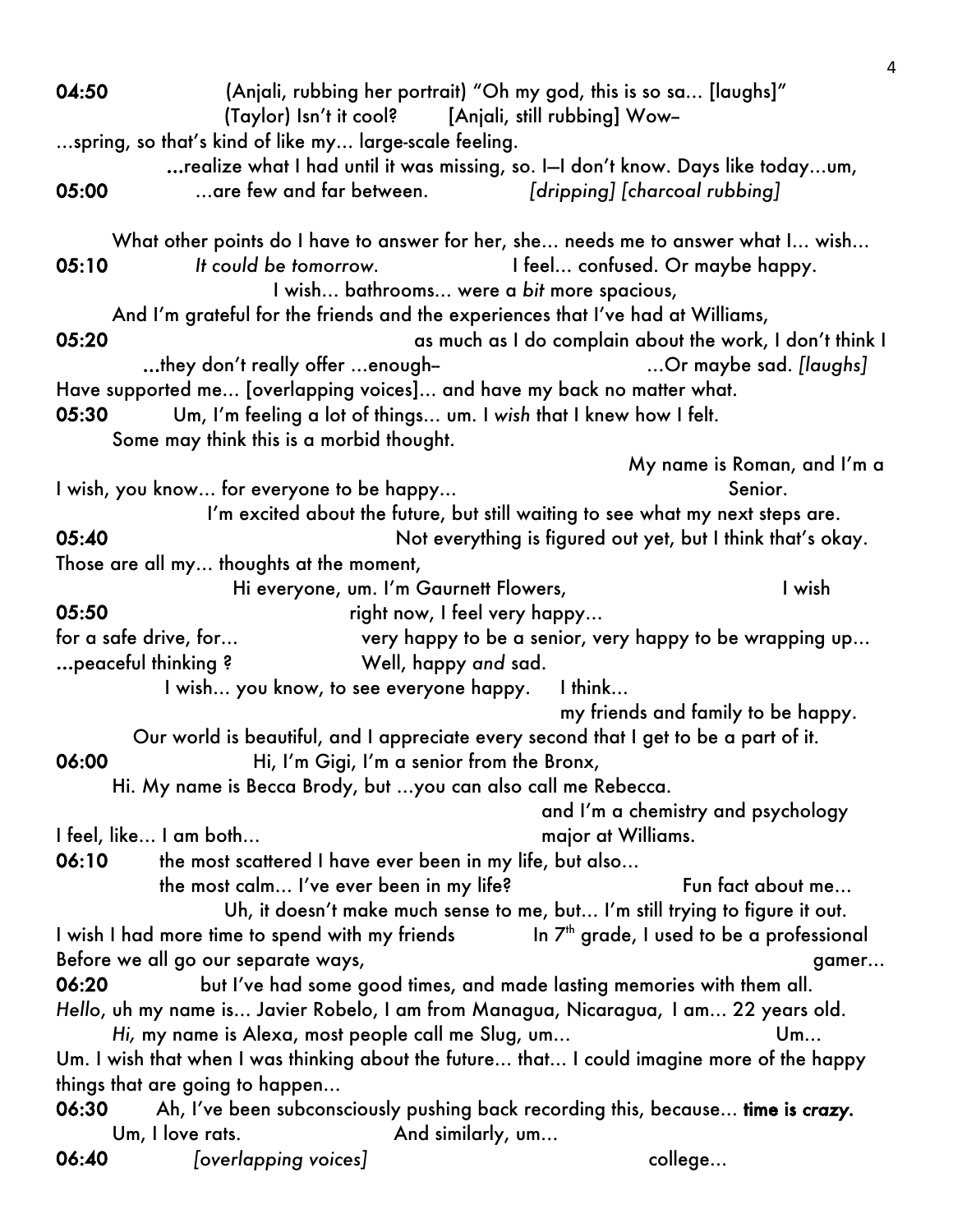**04:50** (Anjali, rubbing her portrait) "Oh my god, this is so sa… [laughs]"
(Taylor) Isn't it cool? [Anjali, still rubbing] Wow–
…spring, so that's kind of like my… large-scale feeling.
**…**realize what I had until it was missing, so. I—I don't know. Days like today…um,
**05:00** …are few and far between. *[dripping] [charcoal rubbing]*

What other points do I have to answer for her, she… needs me to answer what I… wish…
**05:10** *It could be tomorrow.* I feel… confused. Or maybe happy.
I wish… bathrooms… were a *bit* more spacious,
And I'm grateful for the friends and the experiences that I've had at Williams,
**05:20** as much as I do complain about the work, I don't think I
**…**they don't really offer …enough– …Or maybe sad. *[laughs]*
Have supported me… [overlapping voices]… and have my back no matter what.
**05:30** Um, I'm feeling a lot of things… um. I *wish* that I knew how I felt.
Some may think this is a morbid thought.
My name is Roman, and I'm a
I wish, you know… for everyone to be happy… Senior.
I'm excited about the future, but still waiting to see what my next steps are.
**05:40** Not everything is figured out yet, but I think that's okay.
Those are all my… thoughts at the moment,
Hi everyone, um. I'm Gaurnett Flowers, I wish
**05:50** right now, I feel very happy…
for a safe drive, for… very happy to be a senior, very happy to be wrapping up…
**…**peaceful thinking ? Well, happy *and* sad.
I wish… you know, to see everyone happy. I think…
my friends and family to be happy.
Our world is beautiful, and I appreciate every second that I get to be a part of it.
**06:00** Hi, I'm Gigi, I'm a senior from the Bronx,
Hi. My name is Becca Brody, but …you can also call me Rebecca.
and I'm a chemistry and psychology
I feel, like… I am both… major at Williams.
**06:10** the most scattered I have ever been in my life, but also…
the most calm… I've ever been in my life? Fun fact about me…
Uh, it doesn't make much sense to me, but… I'm still trying to figure it out.
I wish I had more time to spend with my friends In 7th grade, I used to be a professional
Before we all go our separate ways, gamer…
**06:20** but I've had some good times, and made lasting memories with them all.
*Hello*, uh my name is… Javier Robelo, I am from Managua, Nicaragua, I am… 22 years old.
*Hi,* my name is Alexa, most people call me Slug, um… Um…
Um. I wish that when I was thinking about the future… that… I could imagine more of the happy things that are going to happen…
**06:30** Ah, I've been subconsciously pushing back recording this, because… **time is *crazy.***
Um, I love rats. And similarly, um…
**06:40** *[overlapping voices]* college…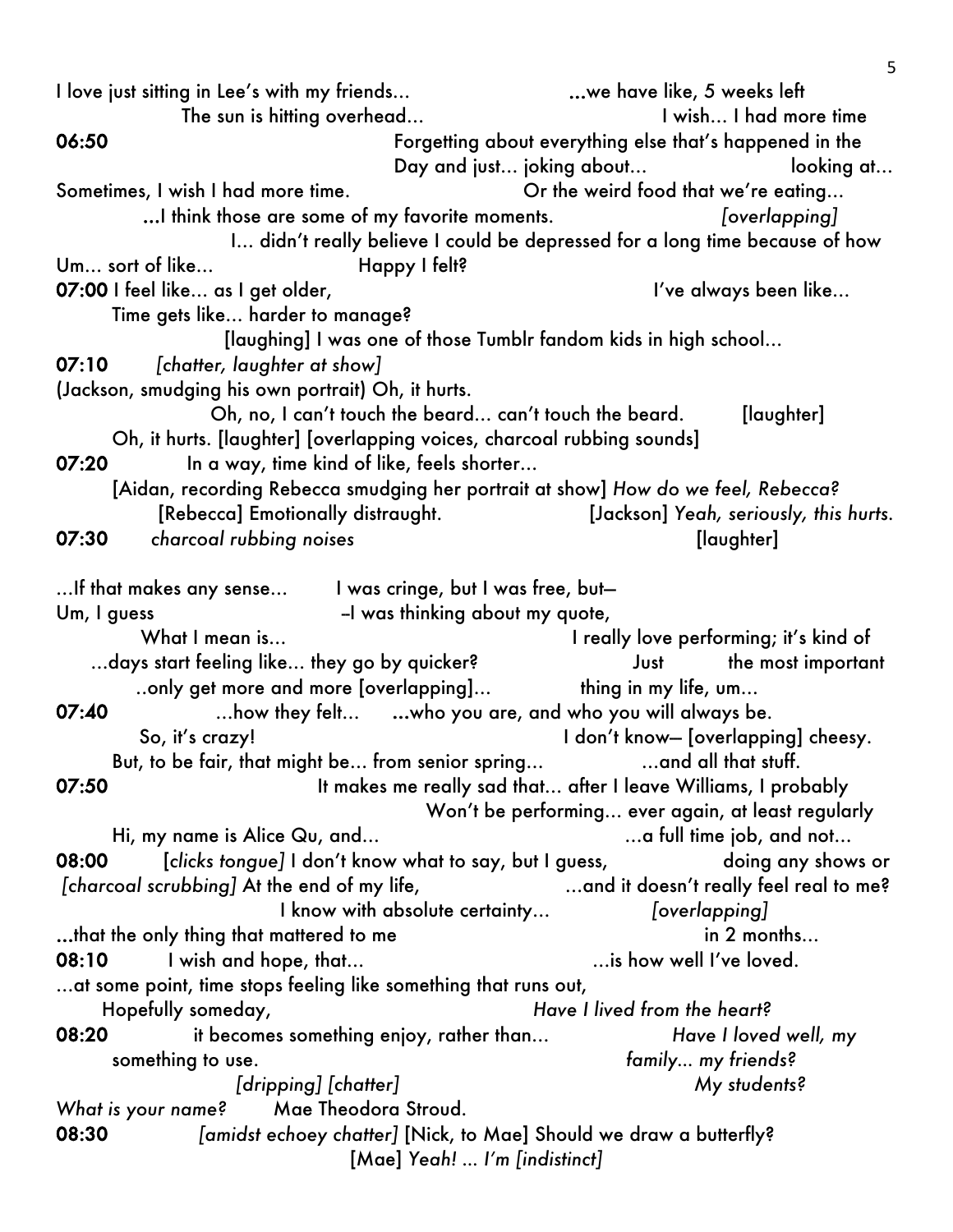I love just sitting in Lee's with my friends... ...we have like, 5 weeks left
The sun is hitting overhead... I wish... I had more time

**06:50** Forgetting about everything else that's happened in the Day and just... joking about... looking at...
Sometimes, I wish I had more time. Or the weird food that we're eating...
...I think those are some of my favorite moments. *[overlapping]*
I... didn't really believe I could be depressed for a long time because of how
Um... sort of like... Happy I felt?

**07:00** I feel like... as I get older, I've always been like...
Time gets like... harder to manage?
[laughing] I was one of those Tumblr fandom kids in high school...

**07:10** *[chatter, laughter at show]*
(Jackson, smudging his own portrait) Oh, it hurts.
Oh, no, I can't touch the beard... can't touch the beard. [laughter]
Oh, it hurts. [laughter] [overlapping voices, charcoal rubbing sounds]

**07:20** In a way, time kind of like, feels shorter...
[Aidan, recording Rebecca smudging her portrait at show] *How do we feel, Rebecca?*
[Rebecca] Emotionally distraught. [Jackson] *Yeah, seriously, this hurts.*

**07:30** *charcoal rubbing noises* [laughter]

...If that makes any sense... I was cringe, but I was free, but–
Um, I guess –I was thinking about my quote,
What I mean is... I really love performing; it's kind of
...days start feeling like... they go by quicker? Just the most important
..only get more and more [overlapping]... thing in my life, um...

**07:40** ...how they felt... ...who you are, and who you will always be.
So, it's crazy! I don't know– [overlapping] cheesy.
But, to be fair, that might be... from senior spring... ...and all that stuff.

**07:50** It makes me really sad that... after I leave Williams, I probably Won't be performing... ever again, at least regularly
Hi, my name is Alice Qu, and... ...a full time job, and not...

**08:00** [*clicks tongue]* I don't know what to say, but I guess, doing any shows or
*[charcoal scrubbing]* At the end of my life, ...and it doesn't really feel real to me?
I know with absolute certainty... *[overlapping]*
...that the only thing that mattered to me in 2 months...

**08:10** I wish and hope, that... ...is how well I've loved.
...at some point, time stops feeling like something that runs out,
Hopefully someday, *Have I lived from the heart?*

**08:20** it becomes something enjoy, rather than... *Have I loved well, my*
something to use. *family... my friends?*
*[dripping] [chatter]* *My students?*
*What is your name?* Mae Theodora Stroud.

**08:30** *[amidst echoey chatter]* [Nick, to Mae] Should we draw a butterfly?
[Mae] *Yeah! ... I'm [indistinct]*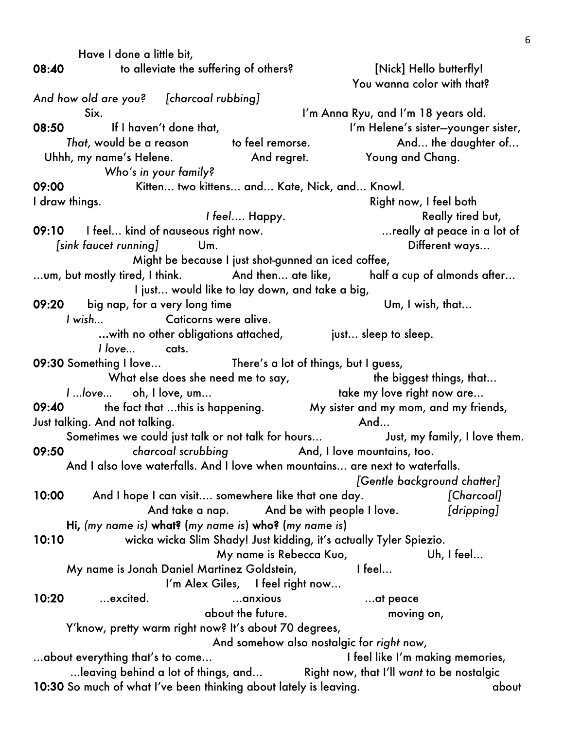Have I done a little bit,

**08:40** to alleviate the suffering of others? [Nick] Hello butterfly!
You wanna color with that?

*And how old are you?* *[charcoal rubbing]*

Six. I'm Anna Ryu, and I'm 18 years old.

**08:50** If I haven't done that, I'm Helene's sister—younger sister,

*That*, would be a reason to feel remorse. And... the daughter of...

Uhhh, my name's Helene. And regret. Young and Chang.

*Who's in your family?*

**09:00** Kitten... two kittens... and... Kate, Nick, and... Knowl.

I draw things. Right now, I feel both

*I feel*.... Happy. Really tired but,

**09:10** I feel... kind of nauseous right now. ...really at peace in a lot of

*[sink faucet running]* Um. Different ways...

Might be because I just shot-gunned an iced coffee,

...um, but mostly tired, I think. And then... ate like, half a cup of almonds after...

I just... would like to lay down, and take a big,

**09:20** big nap, for a very long time Um, I wish, that...

*I wish*... Caticorns were alive.

...with no other obligations attached, just... sleep to sleep.

*I love*... cats.

**09:30** Something I love... There's a lot of things, but I guess,

What else does she need me to say, the biggest things, that...

*I ...love...* oh, I love, um... take my love right now are...

**09:40** the fact that ...this is happening. My sister and my mom, and my friends,

Just talking. And not talking. And...

Sometimes we could just talk or not talk for hours... Just, my family, I love them.

**09:50** *charcoal scrubbing* And, I love mountains, too.

And I also love waterfalls. And I love when mountains... are next to waterfalls.

*[Gentle background chatter]*

**10:00** And I hope I can visit.... somewhere like that one day. *[Charcoal]*

And take a nap. And be with people I love. *[dripping]*

**Hi,** *(my name is)* **what?** (*my name is*) **who?** (*my name is*)

**10:10** wicka wicka Slim Shady! Just kidding, it's actually Tyler Spiezio.

My name is Rebecca Kuo, Uh, I feel...

My name is Jonah Daniel Martinez Goldstein, I feel...

I'm Alex Giles, I feel right now...

**10:20** ...excited. ...anxious ...at peace

about the future. moving on,

Y'know, pretty warm right now? It's about 70 degrees,

And somehow also nostalgic for *right now*,

...about everything that's to come... I feel like I'm making memories,

...leaving behind a lot of things, and... Right now, that I'll *want* to be nostalgic

**10:30** So much of what I've been thinking about lately is leaving. about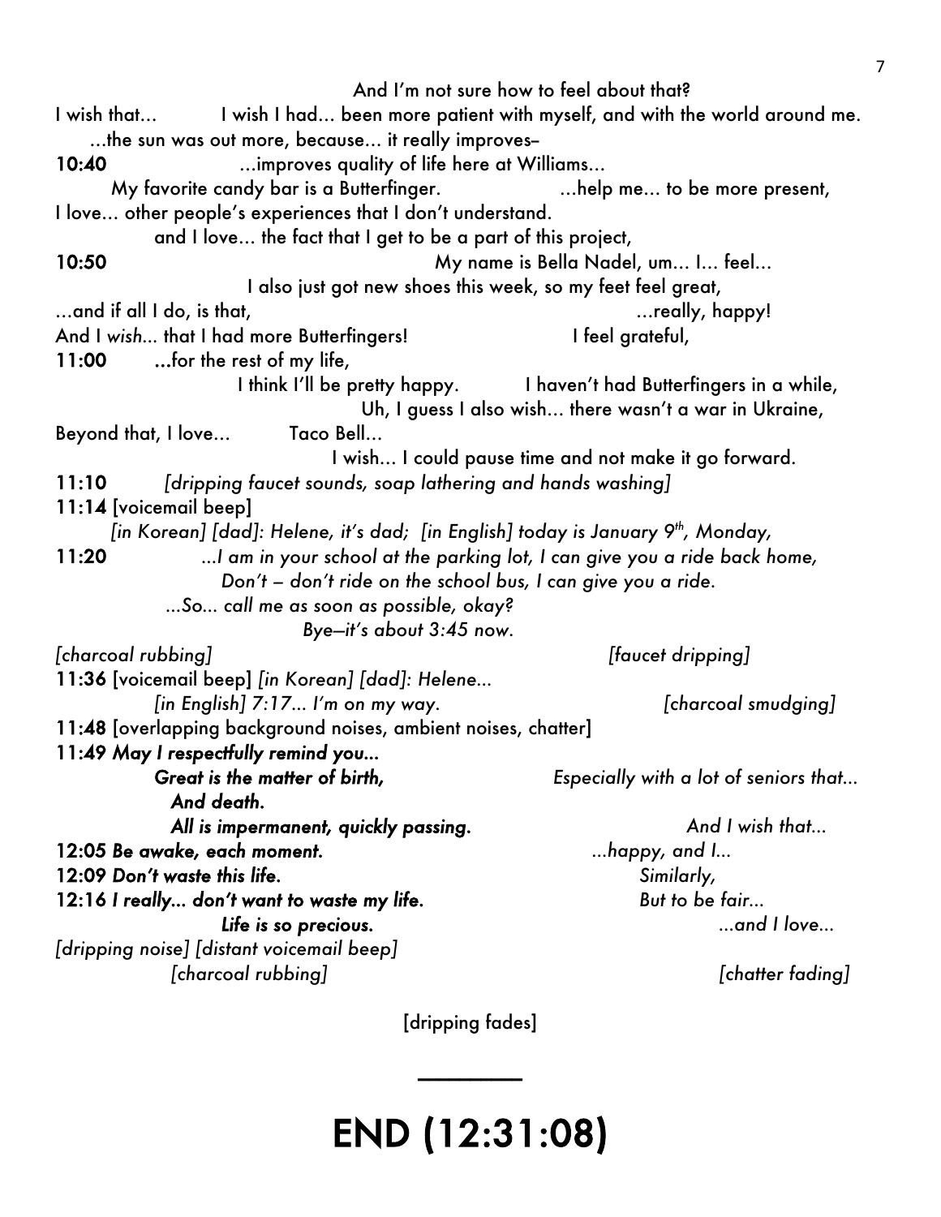And I'm not sure how to feel about that?

I wish that... I wish I had... been more patient with myself, and with the world around me.

...the sun was out more, because... it really improves–

**10:40** ...improves quality of life here at Williams...

My favorite candy bar is a Butterfinger. ...help me... to be more present,

I love... other people's experiences that I don't understand.

and I love... the fact that I get to be a part of this project,

**10:50** My name is Bella Nadel, um... I... feel...

I also just got new shoes this week, so my feet feel great,

...and if all I do, is that, ...really, happy!

And I *wish*... that I had more Butterfingers! I feel grateful,

**11:00** ...for the rest of my life,

I think I'll be pretty happy. I haven't had Butterfingers in a while,

Uh, I guess I also wish... there wasn't a war in Ukraine,

Beyond that, I love... Taco Bell...

I wish... I could pause time and not make it go forward.

**11:10** *[dripping faucet sounds, soap lathering and hands washing]*

**11:14** [voicemail beep]

*[in Korean] [dad]: Helene, it's dad; [in English] today is January 9th, Monday,*

**11:20** *...I am in your school at the parking lot, I can give you a ride back home,*

*Don't – don't ride on the school bus, I can give you a ride.*

*...So... call me as soon as possible, okay?*

*Bye–it's about 3:45 now.*

*[charcoal rubbing]* *[faucet dripping]*

**11:36** [voicemail beep] *[in Korean] [dad]: Helene...*

*[in English] 7:17... I'm on my way.* *[charcoal smudging]*

**11:48** [overlapping background noises, ambient noises, chatter]

**11:49** ***May I respectfully remind you...***

***Great is the matter of birth,*** *Especially with a lot of seniors that...*

***And death.***

***All is impermanent, quickly passing.*** *And I wish that...*

**12:05** ***Be awake, each moment.*** *...happy, and I...*

**12:09** ***Don't waste this life.*** *Similarly,*

**12:16** ***I really... don't want to waste my life.*** *But to be fair...*

***Life is so precious.*** *...and I love...*

*[dripping noise] [distant voicemail beep]*

*[charcoal rubbing]* *[chatter fading]*

[dripping fades]

---

# END (12:31:08)